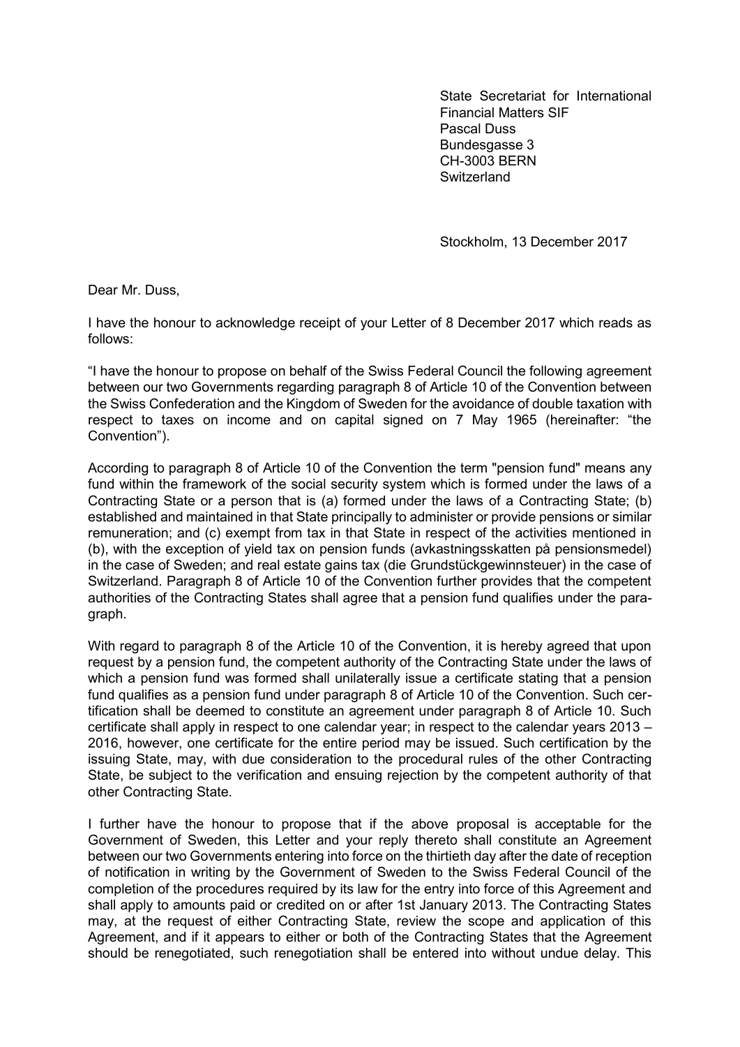State Secretariat for International Financial Matters SIF
Pascal Duss
Bundesgasse 3
CH-3003 BERN
Switzerland

Stockholm, 13 December 2017

Dear Mr. Duss,

I have the honour to acknowledge receipt of your Letter of 8 December 2017 which reads as follows:

"I have the honour to propose on behalf of the Swiss Federal Council the following agreement between our two Governments regarding paragraph 8 of Article 10 of the Convention between the Swiss Confederation and the Kingdom of Sweden for the avoidance of double taxation with respect to taxes on income and on capital signed on 7 May 1965 (hereinafter: "the Convention").

According to paragraph 8 of Article 10 of the Convention the term "pension fund" means any fund within the framework of the social security system which is formed under the laws of a Contracting State or a person that is (a) formed under the laws of a Contracting State; (b) established and maintained in that State principally to administer or provide pensions or similar remuneration; and (c) exempt from tax in that State in respect of the activities mentioned in (b), with the exception of yield tax on pension funds (avkastningsskatten på pensionsmedel) in the case of Sweden; and real estate gains tax (die Grundstückgewinnsteuer) in the case of Switzerland. Paragraph 8 of Article 10 of the Convention further provides that the competent authorities of the Contracting States shall agree that a pension fund qualifies under the paragraph.

With regard to paragraph 8 of the Article 10 of the Convention, it is hereby agreed that upon request by a pension fund, the competent authority of the Contracting State under the laws of which a pension fund was formed shall unilaterally issue a certificate stating that a pension fund qualifies as a pension fund under paragraph 8 of Article 10 of the Convention. Such certification shall be deemed to constitute an agreement under paragraph 8 of Article 10. Such certificate shall apply in respect to one calendar year; in respect to the calendar years 2013 – 2016, however, one certificate for the entire period may be issued. Such certification by the issuing State, may, with due consideration to the procedural rules of the other Contracting State, be subject to the verification and ensuing rejection by the competent authority of that other Contracting State.

I further have the honour to propose that if the above proposal is acceptable for the Government of Sweden, this Letter and your reply thereto shall constitute an Agreement between our two Governments entering into force on the thirtieth day after the date of reception of notification in writing by the Government of Sweden to the Swiss Federal Council of the completion of the procedures required by its law for the entry into force of this Agreement and shall apply to amounts paid or credited on or after 1st January 2013. The Contracting States may, at the request of either Contracting State, review the scope and application of this Agreement, and if it appears to either or both of the Contracting States that the Agreement should be renegotiated, such renegotiation shall be entered into without undue delay. This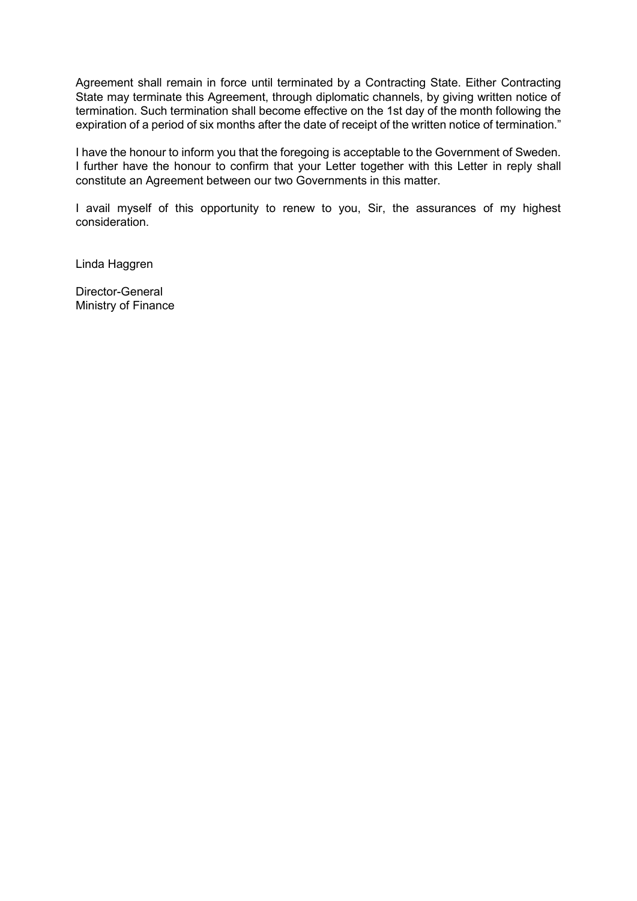Agreement shall remain in force until terminated by a Contracting State. Either Contracting State may terminate this Agreement, through diplomatic channels, by giving written notice of termination. Such termination shall become effective on the 1st day of the month following the expiration of a period of six months after the date of receipt of the written notice of termination."

I have the honour to inform you that the foregoing is acceptable to the Government of Sweden. I further have the honour to confirm that your Letter together with this Letter in reply shall constitute an Agreement between our two Governments in this matter.

I avail myself of this opportunity to renew to you, Sir, the assurances of my highest consideration.

Linda Haggren

Director-General
Ministry of Finance